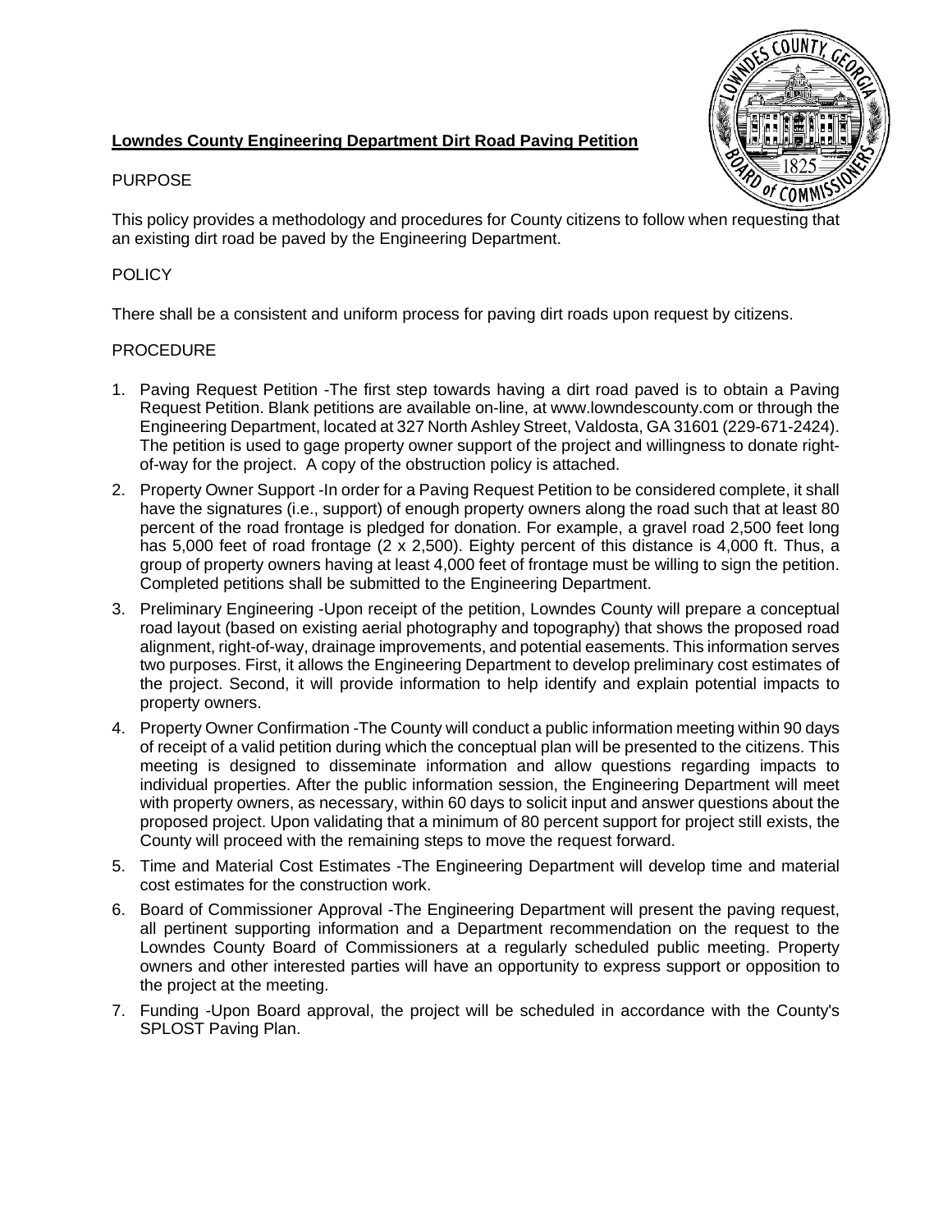**Lowndes County Engineering Department Dirt Road Paving Petition**

PURPOSE

This policy provides a methodology and procedures for County citizens to follow when requesting that an existing dirt road be paved by the Engineering Department.

POLICY

There shall be a consistent and uniform process for paving dirt roads upon request by citizens.

PROCEDURE

1. Paving Request Petition -The first step towards having a dirt road paved is to obtain a Paving Request Petition. Blank petitions are available on-line, at www.lowndescounty.com or through the Engineering Department, located at 327 North Ashley Street, Valdosta, GA 31601 (229-671-2424). The petition is used to gage property owner support of the project and willingness to donate right-of-way for the project. A copy of the obstruction policy is attached.
2. Property Owner Support -In order for a Paving Request Petition to be considered complete, it shall have the signatures (i.e., support) of enough property owners along the road such that at least 80 percent of the road frontage is pledged for donation. For example, a gravel road 2,500 feet long has 5,000 feet of road frontage (2 x 2,500). Eighty percent of this distance is 4,000 ft. Thus, a group of property owners having at least 4,000 feet of frontage must be willing to sign the petition. Completed petitions shall be submitted to the Engineering Department.
3. Preliminary Engineering -Upon receipt of the petition, Lowndes County will prepare a conceptual road layout (based on existing aerial photography and topography) that shows the proposed road alignment, right-of-way, drainage improvements, and potential easements. This information serves two purposes. First, it allows the Engineering Department to develop preliminary cost estimates of the project. Second, it will provide information to help identify and explain potential impacts to property owners.
4. Property Owner Confirmation -The County will conduct a public information meeting within 90 days of receipt of a valid petition during which the conceptual plan will be presented to the citizens. This meeting is designed to disseminate information and allow questions regarding impacts to individual properties. After the public information session, the Engineering Department will meet with property owners, as necessary, within 60 days to solicit input and answer questions about the proposed project. Upon validating that a minimum of 80 percent support for project still exists, the County will proceed with the remaining steps to move the request forward.
5. Time and Material Cost Estimates -The Engineering Department will develop time and material cost estimates for the construction work.
6. Board of Commissioner Approval -The Engineering Department will present the paving request, all pertinent supporting information and a Department recommendation on the request to the Lowndes County Board of Commissioners at a regularly scheduled public meeting. Property owners and other interested parties will have an opportunity to express support or opposition to the project at the meeting.
7. Funding -Upon Board approval, the project will be scheduled in accordance with the County's SPLOST Paving Plan.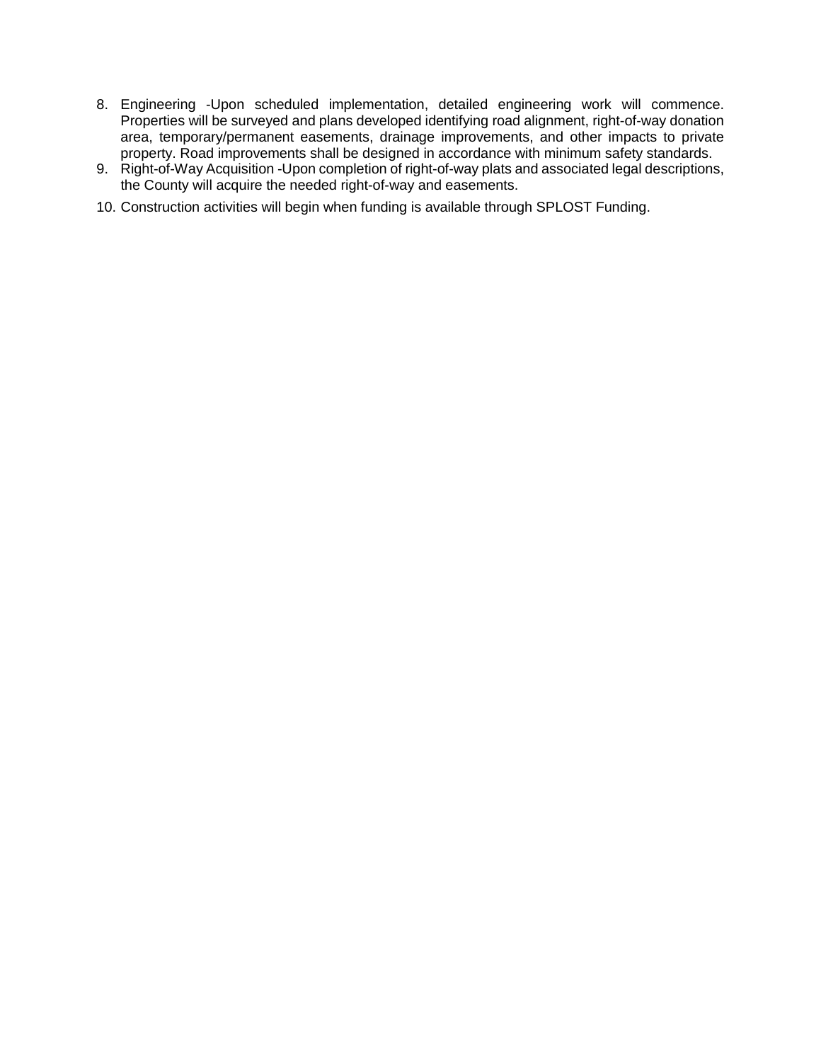8. Engineering -Upon scheduled implementation, detailed engineering work will commence. Properties will be surveyed and plans developed identifying road alignment, right-of-way donation area, temporary/permanent easements, drainage improvements, and other impacts to private property. Road improvements shall be designed in accordance with minimum safety standards.
9. Right-of-Way Acquisition -Upon completion of right-of-way plats and associated legal descriptions, the County will acquire the needed right-of-way and easements.
10. Construction activities will begin when funding is available through SPLOST Funding.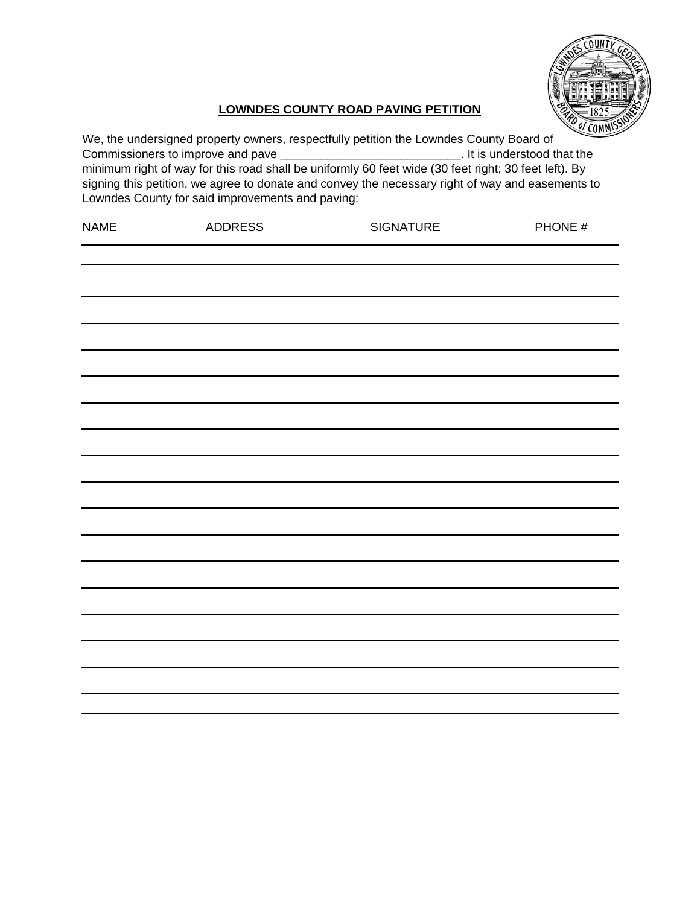**LOWNDES COUNTY ROAD PAVING PETITION**

We, the undersigned property owners, respectfully petition the Lowndes County Board of Commissioners to improve and pave ___________________________. It is understood that the minimum right of way for this road shall be uniformly 60 feet wide (30 feet right; 30 feet left). By signing this petition, we agree to donate and convey the necessary right of way and easements to Lowndes County for said improvements and paving:

| NAME | ADDRESS | SIGNATURE | PHONE # |
|---|---|---|---|
| | | | |
| | | | |
| | | | |
| | | | |
| | | | |
| | | | |
| | | | |
| | | | |
| | | | |
| | | | |
| | | | |
| | | | |
| | | | |
| | | | |
| | | | |
| | | | |
| | | | |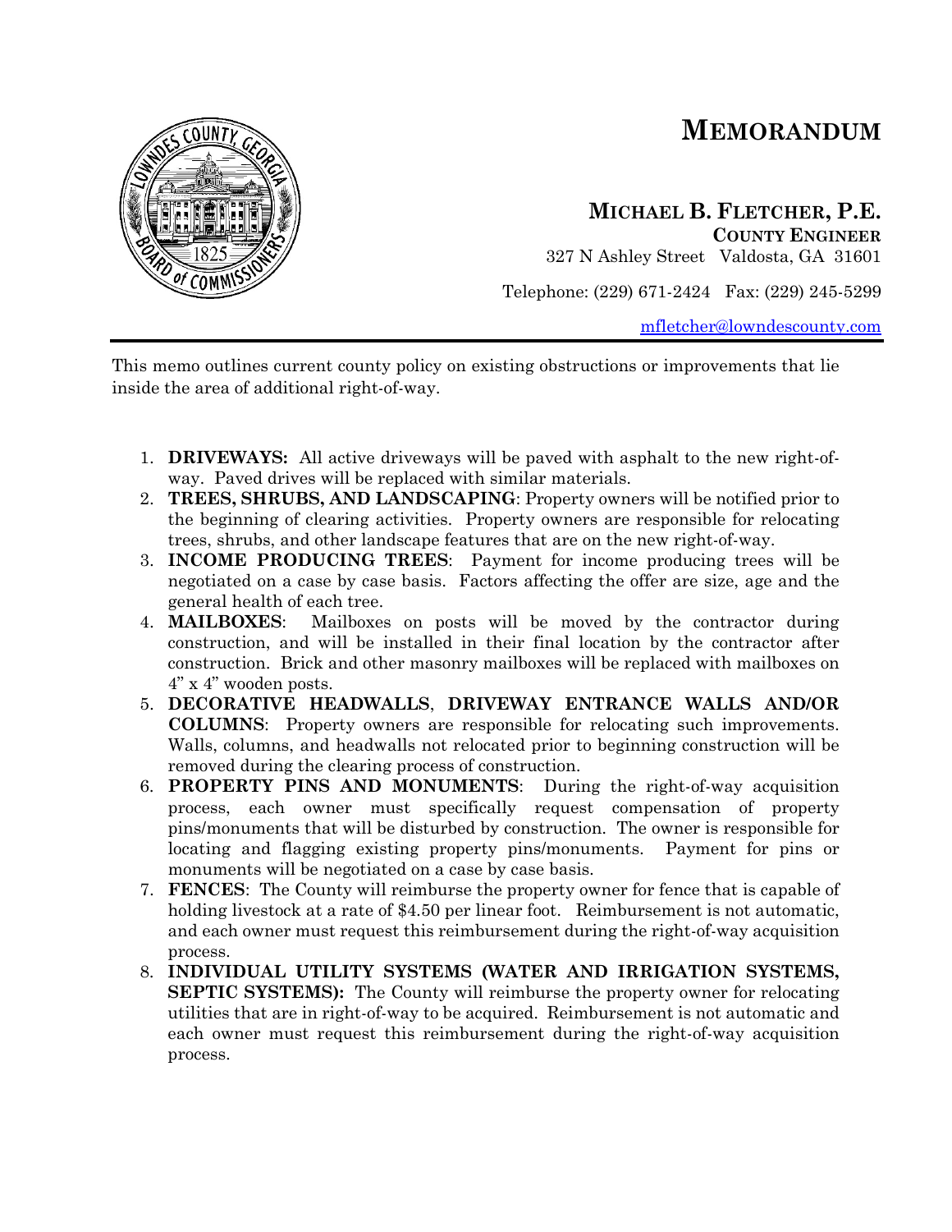# MEMORANDUM

**MICHAEL B. FLETCHER, P.E.**
**COUNTY ENGINEER**
327 N Ashley Street Valdosta, GA 31601

Telephone: (229) 671-2424 Fax: (229) 245-5299

mfletcher@lowndescounty.com

---

This memo outlines current county policy on existing obstructions or improvements that lie inside the area of additional right-of-way.

1. **DRIVEWAYS:** All active driveways will be paved with asphalt to the new right-of-way. Paved drives will be replaced with similar materials.
2. **TREES, SHRUBS, AND LANDSCAPING**: Property owners will be notified prior to the beginning of clearing activities. Property owners are responsible for relocating trees, shrubs, and other landscape features that are on the new right-of-way.
3. **INCOME PRODUCING TREES**: Payment for income producing trees will be negotiated on a case by case basis. Factors affecting the offer are size, age and the general health of each tree.
4. **MAILBOXES**: Mailboxes on posts will be moved by the contractor during construction, and will be installed in their final location by the contractor after construction. Brick and other masonry mailboxes will be replaced with mailboxes on 4" x 4" wooden posts.
5. **DECORATIVE HEADWALLS**, **DRIVEWAY ENTRANCE WALLS AND/OR COLUMNS**: Property owners are responsible for relocating such improvements. Walls, columns, and headwalls not relocated prior to beginning construction will be removed during the clearing process of construction.
6. **PROPERTY PINS AND MONUMENTS**: During the right-of-way acquisition process, each owner must specifically request compensation of property pins/monuments that will be disturbed by construction. The owner is responsible for locating and flagging existing property pins/monuments. Payment for pins or monuments will be negotiated on a case by case basis.
7. **FENCES**: The County will reimburse the property owner for fence that is capable of holding livestock at a rate of $4.50 per linear foot. Reimbursement is not automatic, and each owner must request this reimbursement during the right-of-way acquisition process.
8. **INDIVIDUAL UTILITY SYSTEMS (WATER AND IRRIGATION SYSTEMS, SEPTIC SYSTEMS):** The County will reimburse the property owner for relocating utilities that are in right-of-way to be acquired. Reimbursement is not automatic and each owner must request this reimbursement during the right-of-way acquisition process.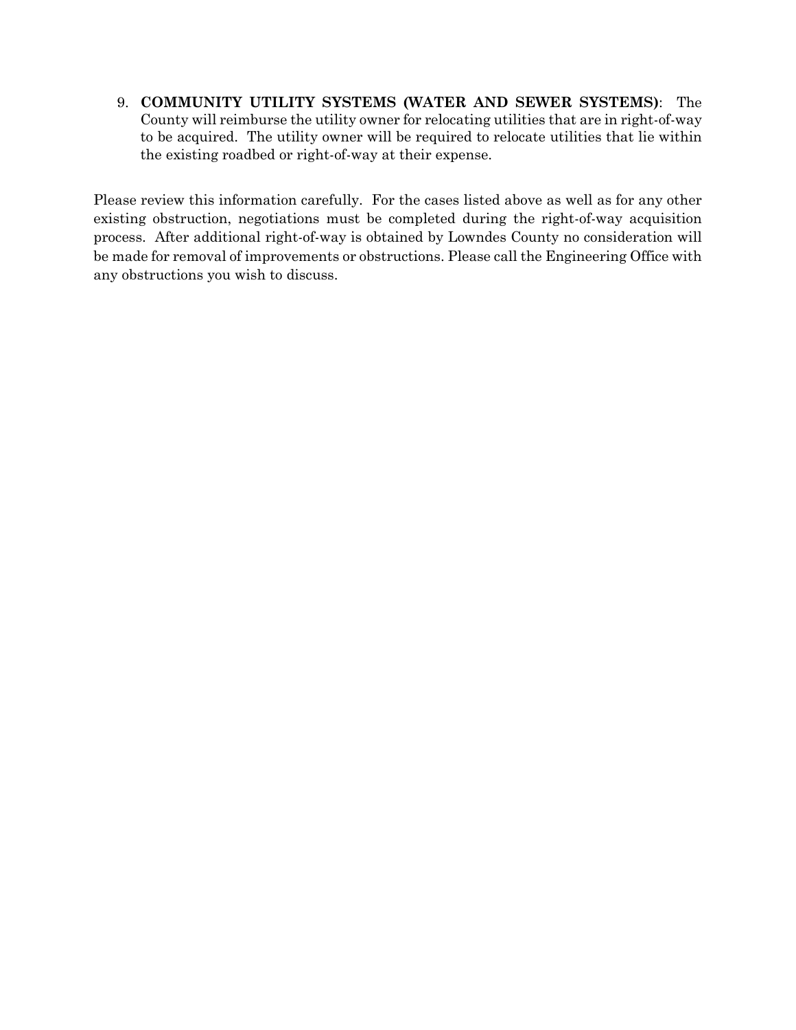9. **COMMUNITY UTILITY SYSTEMS (WATER AND SEWER SYSTEMS)**: The County will reimburse the utility owner for relocating utilities that are in right-of-way to be acquired. The utility owner will be required to relocate utilities that lie within the existing roadbed or right-of-way at their expense.

Please review this information carefully. For the cases listed above as well as for any other existing obstruction, negotiations must be completed during the right-of-way acquisition process. After additional right-of-way is obtained by Lowndes County no consideration will be made for removal of improvements or obstructions. Please call the Engineering Office with any obstructions you wish to discuss.